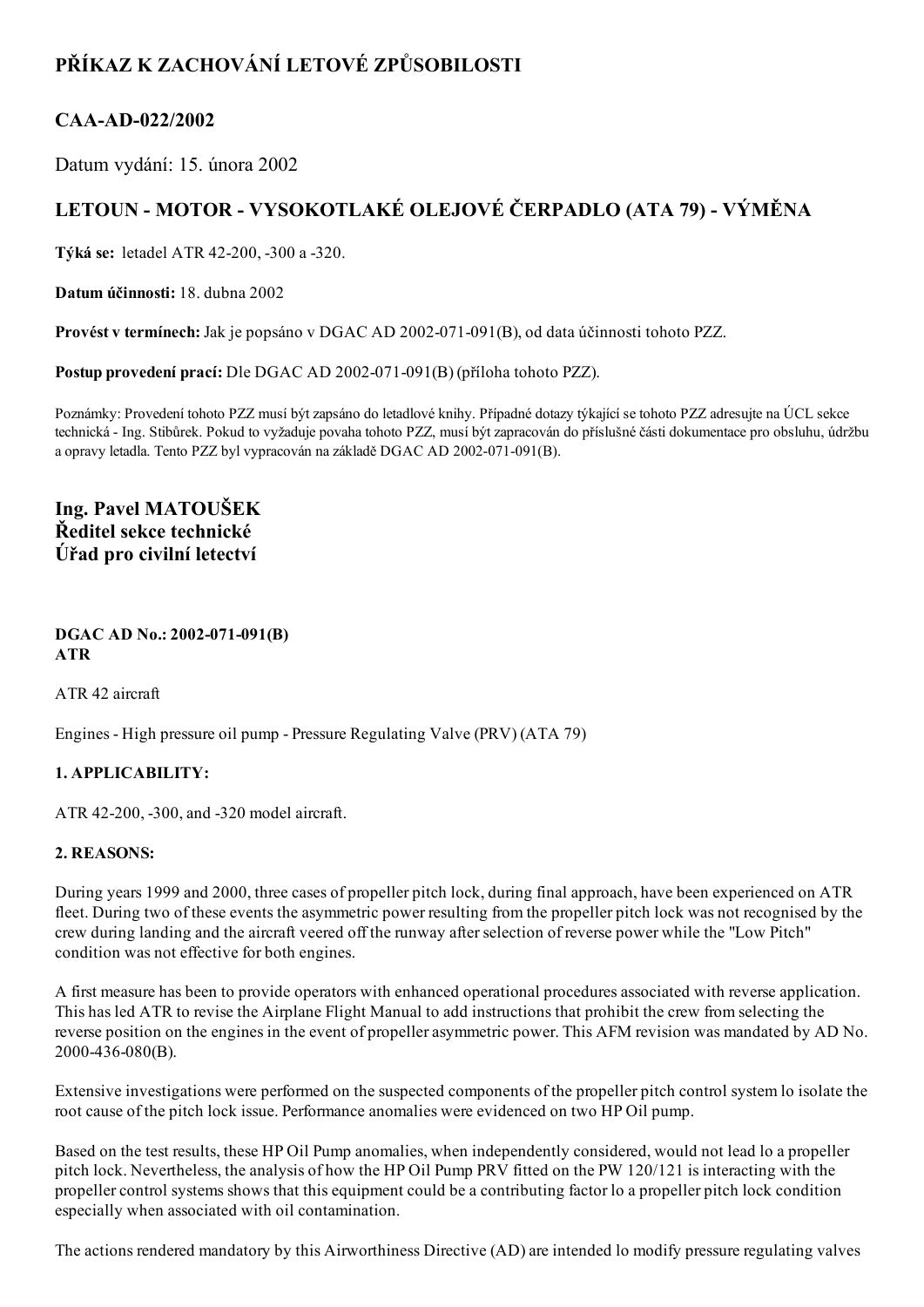# PŘÍKAZ K ZACHOVÁNÍ LETOVÉ ZPŮSOBILOSTI

## CAA-AD-022/2002

Datum vydání: 15. února 2002

## LETOUN - MOTOR - VYSOKOTLAKÉ OLEJOVÉ ČERPADLO (ATA 79) - VÝMĚNA

**Týká se:** letadel ATR 42-200, -300 a -320.

**Datum účinnosti:** 18. dubna 2002

**Provést v termínech:** Jak je popsáno v DGAC AD 2002-071-091(B), od data účinnosti tohoto PZZ.

**Postup provedení prací:** Dle DGAC AD 2002-071-091(B) (příloha tohoto PZZ).

Poznámky: Provedení tohoto PZZ musí být zapsáno do letadlové knihy. Případné dotazy týkající se tohoto PZZ adresujte na ÚCL sekce technická - Ing. Stibůrek. Pokud to vyžaduje povaha tohoto PZZ, musí být zapracován do příslušné části dokumentace pro obsluhu, údržbu a opravy letadla. Tento PZZ byl vypracován na základě DGAC AD 2002-071-091(B).

### Ing. Pavel MATOUŠEK
### Ředitel sekce technické
### Úřad pro civilní letectví

**DGAC AD No.: 2002-071-091(B)**
**ATR**

ATR 42 aircraft

Engines - High pressure oil pump - Pressure Regulating Valve (PRV) (ATA 79)

**1. APPLICABILITY:**

ATR 42-200, -300, and -320 model aircraft.

**2. REASONS:**

During years 1999 and 2000, three cases of propeller pitch lock, during final approach, have been experienced on ATR fleet. During two of these events the asymmetric power resulting from the propeller pitch lock was not recognised by the crew during landing and the aircraft veered off the runway after selection of reverse power while the "Low Pitch" condition was not effective for both engines.

A first measure has been to provide operators with enhanced operational procedures associated with reverse application. This has led ATR to revise the Airplane Flight Manual to add instructions that prohibit the crew from selecting the reverse position on the engines in the event of propeller asymmetric power. This AFM revision was mandated by AD No. 2000-436-080(B).

Extensive investigations were performed on the suspected components of the propeller pitch control system lo isolate the root cause of the pitch lock issue. Performance anomalies were evidenced on two HP Oil pump.

Based on the test results, these HP Oil Pump anomalies, when independently considered, would not lead lo a propeller pitch lock. Nevertheless, the analysis of how the HP Oil Pump PRV fitted on the PW 120/121 is interacting with the propeller control systems shows that this equipment could be a contributing factor lo a propeller pitch lock condition especially when associated with oil contamination.

The actions rendered mandatory by this Airworthiness Directive (AD) are intended lo modify pressure regulating valves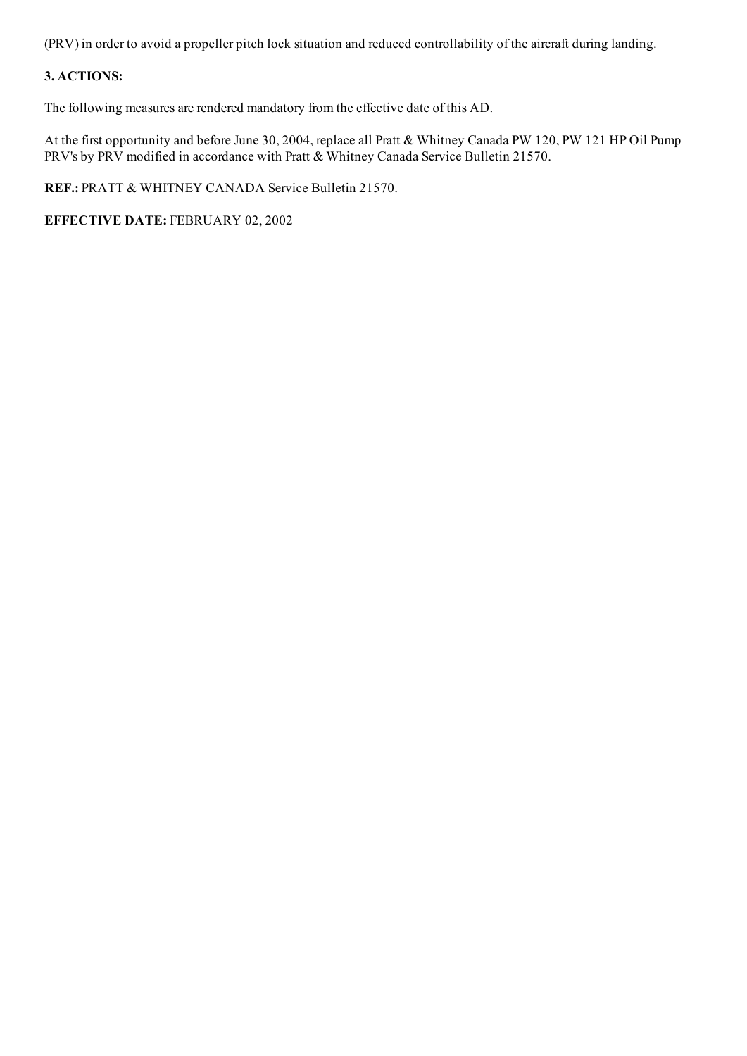(PRV) in order to avoid a propeller pitch lock situation and reduced controllability of the aircraft during landing.

**3. ACTIONS:**

The following measures are rendered mandatory from the effective date of this AD.

At the first opportunity and before June 30, 2004, replace all Pratt & Whitney Canada PW 120, PW 121 HP Oil Pump PRV's by PRV modified in accordance with Pratt & Whitney Canada Service Bulletin 21570.

**REF.:** PRATT & WHITNEY CANADA Service Bulletin 21570.

**EFFECTIVE DATE:** FEBRUARY 02, 2002